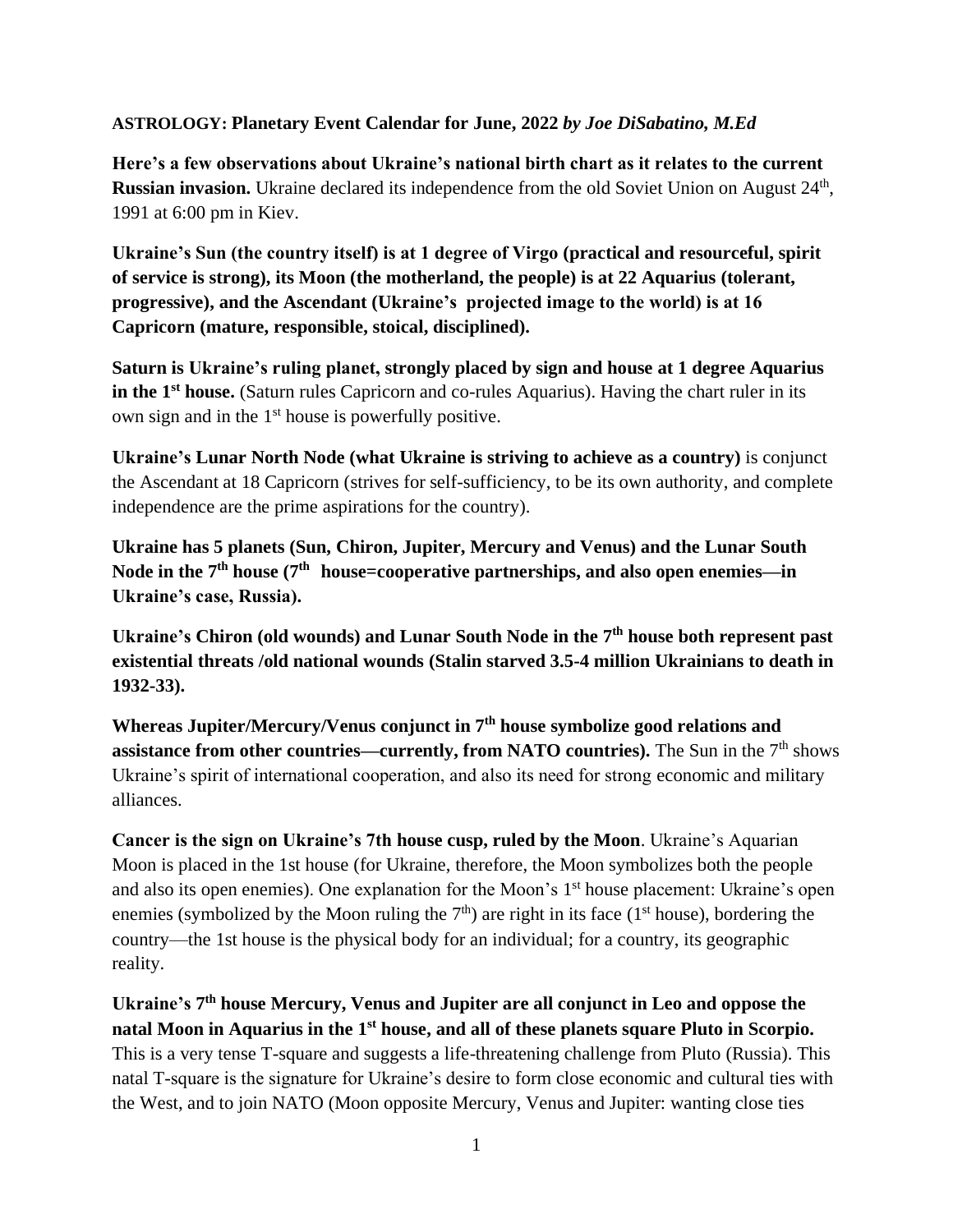**ASTROLOGY: Planetary Event Calendar for June, 2022** ***by Joe DiSabatino, M.Ed***

**Here's a few observations about Ukraine's national birth chart as it relates to the current Russian invasion.** Ukraine declared its independence from the old Soviet Union on August 24th, 1991 at 6:00 pm in Kiev.

**Ukraine's Sun (the country itself) is at 1 degree of Virgo (practical and resourceful, spirit of service is strong), its Moon (the motherland, the people) is at 22 Aquarius (tolerant, progressive), and the Ascendant (Ukraine's projected image to the world) is at 16 Capricorn (mature, responsible, stoical, disciplined).**

**Saturn is Ukraine's ruling planet, strongly placed by sign and house at 1 degree Aquarius in the 1st house.** (Saturn rules Capricorn and co-rules Aquarius). Having the chart ruler in its own sign and in the 1st house is powerfully positive.

**Ukraine's Lunar North Node (what Ukraine is striving to achieve as a country)** is conjunct the Ascendant at 18 Capricorn (strives for self-sufficiency, to be its own authority, and complete independence are the prime aspirations for the country).

**Ukraine has 5 planets (Sun, Chiron, Jupiter, Mercury and Venus) and the Lunar South Node in the 7th house (7th house=cooperative partnerships, and also open enemies—in Ukraine's case, Russia).**

**Ukraine's Chiron (old wounds) and Lunar South Node in the 7th house both represent past existential threats /old national wounds (Stalin starved 3.5-4 million Ukrainians to death in 1932-33).**

**Whereas Jupiter/Mercury/Venus conjunct in 7th house symbolize good relations and assistance from other countries—currently, from NATO countries).** The Sun in the 7th shows Ukraine's spirit of international cooperation, and also its need for strong economic and military alliances.

**Cancer is the sign on Ukraine's 7th house cusp, ruled by the Moon**. Ukraine's Aquarian Moon is placed in the 1st house (for Ukraine, therefore, the Moon symbolizes both the people and also its open enemies). One explanation for the Moon's 1st house placement: Ukraine's open enemies (symbolized by the Moon ruling the 7th) are right in its face (1st house), bordering the country—the 1st house is the physical body for an individual; for a country, its geographic reality.

**Ukraine's 7th house Mercury, Venus and Jupiter are all conjunct in Leo and oppose the natal Moon in Aquarius in the 1st house, and all of these planets square Pluto in Scorpio.** This is a very tense T-square and suggests a life-threatening challenge from Pluto (Russia). This natal T-square is the signature for Ukraine's desire to form close economic and cultural ties with the West, and to join NATO (Moon opposite Mercury, Venus and Jupiter: wanting close ties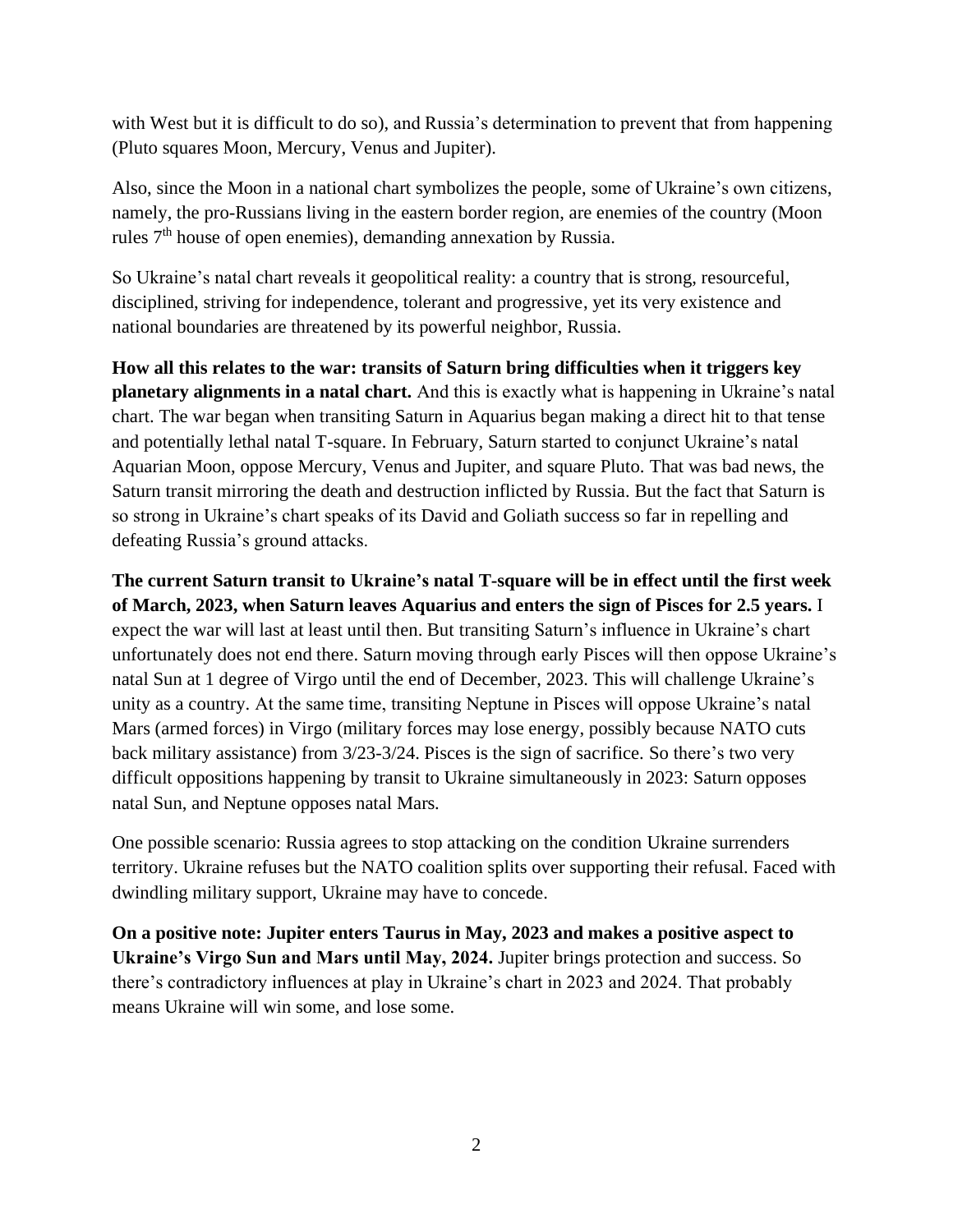with West but it is difficult to do so), and Russia's determination to prevent that from happening (Pluto squares Moon, Mercury, Venus and Jupiter).

Also, since the Moon in a national chart symbolizes the people, some of Ukraine's own citizens, namely, the pro-Russians living in the eastern border region, are enemies of the country (Moon rules 7th house of open enemies), demanding annexation by Russia.

So Ukraine's natal chart reveals it geopolitical reality: a country that is strong, resourceful, disciplined, striving for independence, tolerant and progressive, yet its very existence and national boundaries are threatened by its powerful neighbor, Russia.

**How all this relates to the war: transits of Saturn bring difficulties when it triggers key planetary alignments in a natal chart.** And this is exactly what is happening in Ukraine's natal chart. The war began when transiting Saturn in Aquarius began making a direct hit to that tense and potentially lethal natal T-square. In February, Saturn started to conjunct Ukraine's natal Aquarian Moon, oppose Mercury, Venus and Jupiter, and square Pluto. That was bad news, the Saturn transit mirroring the death and destruction inflicted by Russia. But the fact that Saturn is so strong in Ukraine's chart speaks of its David and Goliath success so far in repelling and defeating Russia's ground attacks.

**The current Saturn transit to Ukraine's natal T-square will be in effect until the first week of March, 2023, when Saturn leaves Aquarius and enters the sign of Pisces for 2.5 years.** I expect the war will last at least until then. But transiting Saturn's influence in Ukraine's chart unfortunately does not end there. Saturn moving through early Pisces will then oppose Ukraine's natal Sun at 1 degree of Virgo until the end of December, 2023. This will challenge Ukraine's unity as a country. At the same time, transiting Neptune in Pisces will oppose Ukraine's natal Mars (armed forces) in Virgo (military forces may lose energy, possibly because NATO cuts back military assistance) from 3/23-3/24. Pisces is the sign of sacrifice. So there's two very difficult oppositions happening by transit to Ukraine simultaneously in 2023: Saturn opposes natal Sun, and Neptune opposes natal Mars.

One possible scenario: Russia agrees to stop attacking on the condition Ukraine surrenders territory. Ukraine refuses but the NATO coalition splits over supporting their refusal. Faced with dwindling military support, Ukraine may have to concede.

**On a positive note: Jupiter enters Taurus in May, 2023 and makes a positive aspect to Ukraine's Virgo Sun and Mars until May, 2024.** Jupiter brings protection and success. So there's contradictory influences at play in Ukraine's chart in 2023 and 2024. That probably means Ukraine will win some, and lose some.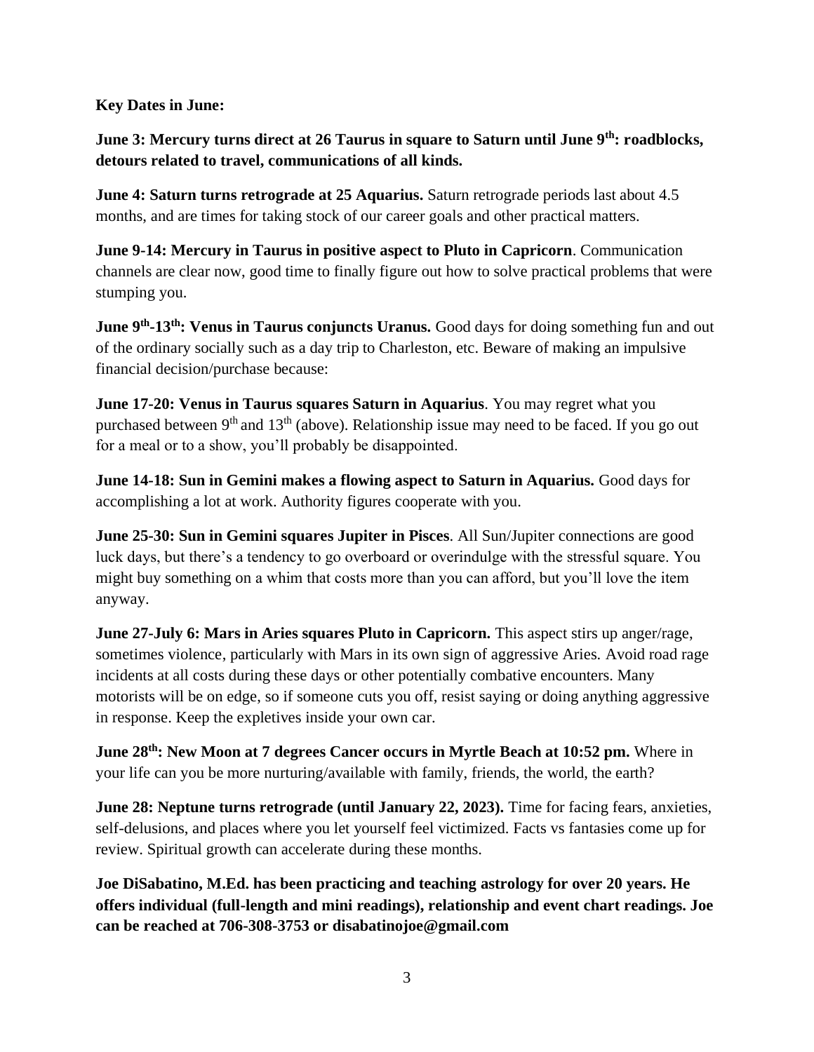**Key Dates in June:**

**June 3: Mercury turns direct at 26 Taurus in square to Saturn until June 9th: roadblocks, detours related to travel, communications of all kinds.**

**June 4: Saturn turns retrograde at 25 Aquarius.** Saturn retrograde periods last about 4.5 months, and are times for taking stock of our career goals and other practical matters.

**June 9-14: Mercury in Taurus in positive aspect to Pluto in Capricorn**. Communication channels are clear now, good time to finally figure out how to solve practical problems that were stumping you.

**June 9th-13th: Venus in Taurus conjuncts Uranus.** Good days for doing something fun and out of the ordinary socially such as a day trip to Charleston, etc. Beware of making an impulsive financial decision/purchase because:

**June 17-20: Venus in Taurus squares Saturn in Aquarius**. You may regret what you purchased between 9th and 13th (above). Relationship issue may need to be faced. If you go out for a meal or to a show, you'll probably be disappointed.

**June 14-18: Sun in Gemini makes a flowing aspect to Saturn in Aquarius.** Good days for accomplishing a lot at work. Authority figures cooperate with you.

**June 25-30: Sun in Gemini squares Jupiter in Pisces**. All Sun/Jupiter connections are good luck days, but there's a tendency to go overboard or overindulge with the stressful square. You might buy something on a whim that costs more than you can afford, but you'll love the item anyway.

**June 27-July 6: Mars in Aries squares Pluto in Capricorn.** This aspect stirs up anger/rage, sometimes violence, particularly with Mars in its own sign of aggressive Aries. Avoid road rage incidents at all costs during these days or other potentially combative encounters. Many motorists will be on edge, so if someone cuts you off, resist saying or doing anything aggressive in response. Keep the expletives inside your own car.

**June 28th: New Moon at 7 degrees Cancer occurs in Myrtle Beach at 10:52 pm.** Where in your life can you be more nurturing/available with family, friends, the world, the earth?

**June 28: Neptune turns retrograde (until January 22, 2023).** Time for facing fears, anxieties, self-delusions, and places where you let yourself feel victimized. Facts vs fantasies come up for review. Spiritual growth can accelerate during these months.

**Joe DiSabatino, M.Ed. has been practicing and teaching astrology for over 20 years. He offers individual (full-length and mini readings), relationship and event chart readings. Joe can be reached at 706-308-3753 or disabatinojoe@gmail.com**